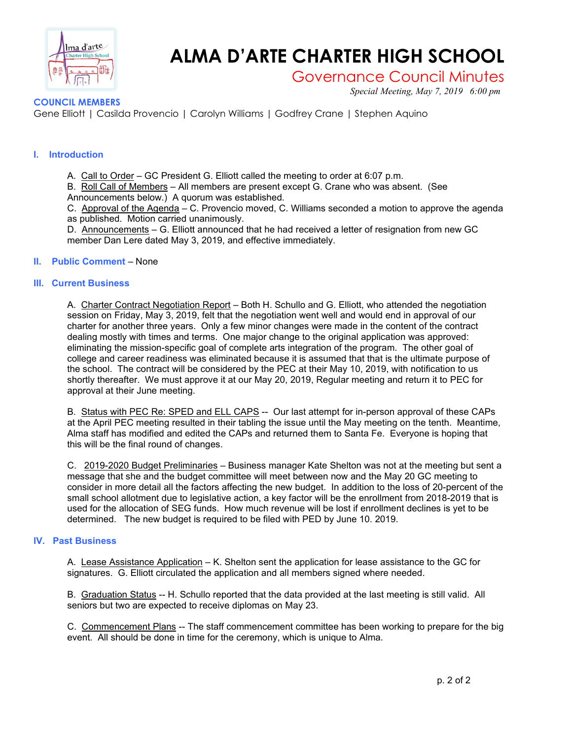# ALMA D'ARTE CHARTER HIGH SCHOOL

## Governance Council Minutes

*Special Meeting, May 7, 2019 6:00 pm*

**COUNCIL MEMBERS**

Gene Elliott | Casilda Provencio | Carolyn Williams | Godfrey Crane | Stephen Aquino

### I. Introduction

A. Call to Order – GC President G. Elliott called the meeting to order at 6:07 p.m.

B. Roll Call of Members – All members are present except G. Crane who was absent. (See Announcements below.) A quorum was established.

C. Approval of the Agenda – C. Provencio moved, C. Williams seconded a motion to approve the agenda as published. Motion carried unanimously.

D. Announcements – G. Elliott announced that he had received a letter of resignation from new GC member Dan Lere dated May 3, 2019, and effective immediately.

### II. Public Comment – None

### III. Current Business

A. Charter Contract Negotiation Report – Both H. Schullo and G. Elliott, who attended the negotiation session on Friday, May 3, 2019, felt that the negotiation went well and would end in approval of our charter for another three years. Only a few minor changes were made in the content of the contract dealing mostly with times and terms. One major change to the original application was approved: eliminating the mission-specific goal of complete arts integration of the program. The other goal of college and career readiness was eliminated because it is assumed that that is the ultimate purpose of the school. The contract will be considered by the PEC at their May 10, 2019, with notification to us shortly thereafter. We must approve it at our May 20, 2019, Regular meeting and return it to PEC for approval at their June meeting.

B. Status with PEC Re: SPED and ELL CAPS -- Our last attempt for in-person approval of these CAPs at the April PEC meeting resulted in their tabling the issue until the May meeting on the tenth. Meantime, Alma staff has modified and edited the CAPs and returned them to Santa Fe. Everyone is hoping that this will be the final round of changes.

C. 2019-2020 Budget Preliminaries – Business manager Kate Shelton was not at the meeting but sent a message that she and the budget committee will meet between now and the May 20 GC meeting to consider in more detail all the factors affecting the new budget. In addition to the loss of 20-percent of the small school allotment due to legislative action, a key factor will be the enrollment from 2018-2019 that is used for the allocation of SEG funds. How much revenue will be lost if enrollment declines is yet to be determined. The new budget is required to be filed with PED by June 10. 2019.

### IV. Past Business

A. Lease Assistance Application – K. Shelton sent the application for lease assistance to the GC for signatures. G. Elliott circulated the application and all members signed where needed.

B. Graduation Status -- H. Schullo reported that the data provided at the last meeting is still valid. All seniors but two are expected to receive diplomas on May 23.

C. Commencement Plans -- The staff commencement committee has been working to prepare for the big event. All should be done in time for the ceremony, which is unique to Alma.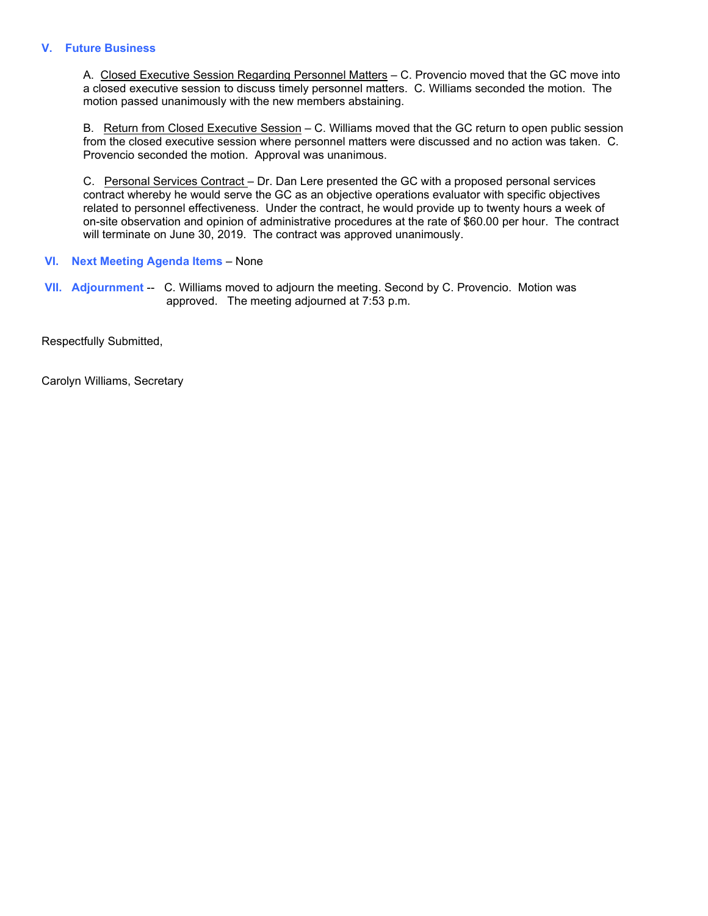## V. Future Business

A. <u>Closed Executive Session Regarding Personnel Matters</u> – C. Provencio moved that the GC move into a closed executive session to discuss timely personnel matters. C. Williams seconded the motion. The motion passed unanimously with the new members abstaining.

B. <u>Return from Closed Executive Session</u> – C. Williams moved that the GC return to open public session from the closed executive session where personnel matters were discussed and no action was taken. C. Provencio seconded the motion. Approval was unanimous.

C. <u>Personal Services Contract</u> – Dr. Dan Lere presented the GC with a proposed personal services contract whereby he would serve the GC as an objective operations evaluator with specific objectives related to personnel effectiveness. Under the contract, he would provide up to twenty hours a week of on-site observation and opinion of administrative procedures at the rate of $60.00 per hour. The contract will terminate on June 30, 2019. The contract was approved unanimously.

## VI. Next Meeting Agenda Items – None

## VII. Adjournment -- C. Williams moved to adjourn the meeting. Second by C. Provencio. Motion was approved. The meeting adjourned at 7:53 p.m.

Respectfully Submitted,

Carolyn Williams, Secretary